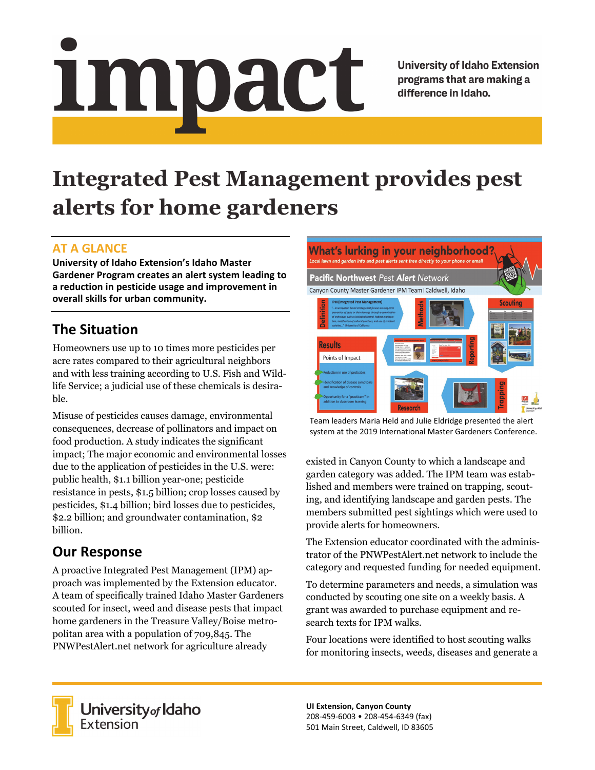# impact

University of Idaho Extension programs that are making a difference in Idaho.

# Integrated Pest Management provides pest alerts for home gardeners

## AT A GLANCE

**University of Idaho Extension's Idaho Master Gardener Program creates an alert system leading to a reduction in pesticide usage and improvement in overall skills for urban community.**

## The Situation

Homeowners use up to 10 times more pesticides per acre rates compared to their agricultural neighbors and with less training according to U.S. Fish and Wildlife Service; a judicial use of these chemicals is desirable.

Misuse of pesticides causes damage, environmental consequences, decrease of pollinators and impact on food production. A study indicates the significant impact; The major economic and environmental losses due to the application of pesticides in the U.S. were: public health, $1.1 billion year-one; pesticide resistance in pests, $1.5 billion; crop losses caused by pesticides, $1.4 billion; bird losses due to pesticides, $2.2 billion; and groundwater contamination, $2 billion.

## Our Response

A proactive Integrated Pest Management (IPM) approach was implemented by the Extension educator. A team of specifically trained Idaho Master Gardeners scouted for insect, weed and disease pests that impact home gardeners in the Treasure Valley/Boise metropolitan area with a population of 709,845. The PNWPestAlert.net network for agriculture already existed in Canyon County to which a landscape and garden category was added. The IPM team was established and members were trained on trapping, scouting, and identifying landscape and garden pests. The members submitted pest sightings which were used to provide alerts for homeowners.

Team leaders Maria Held and Julie Eldridge presented the alert system at the 2019 International Master Gardeners Conference.

The Extension educator coordinated with the administrator of the PNWPestAlert.net network to include the category and requested funding for needed equipment.

To determine parameters and needs, a simulation was conducted by scouting one site on a weekly basis. A grant was awarded to purchase equipment and research texts for IPM walks.

Four locations were identified to host scouting walks for monitoring insects, weeds, diseases and generate a

**UI Extension, Canyon County**
208-459-6003 • 208-454-6349 (fax)
501 Main Street, Caldwell, ID 83605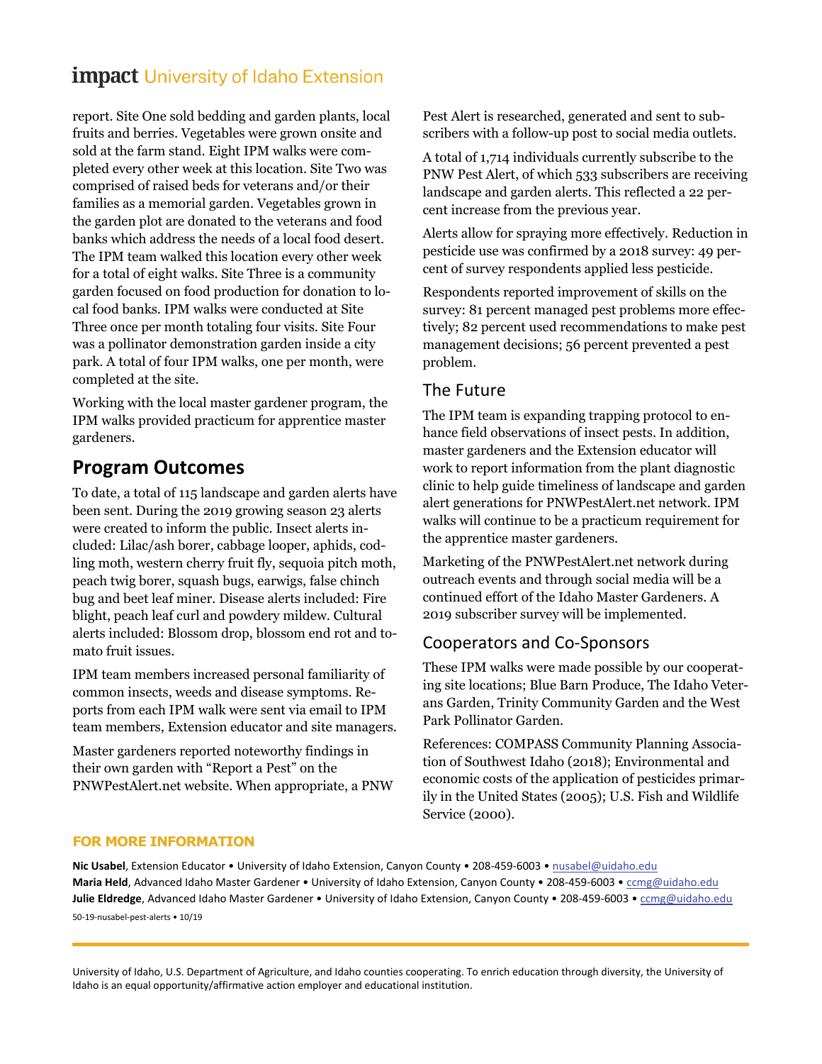report. Site One sold bedding and garden plants, local fruits and berries. Vegetables were grown onsite and sold at the farm stand. Eight IPM walks were completed every other week at this location. Site Two was comprised of raised beds for veterans and/or their families as a memorial garden. Vegetables grown in the garden plot are donated to the veterans and food banks which address the needs of a local food desert. The IPM team walked this location every other week for a total of eight walks. Site Three is a community garden focused on food production for donation to local food banks. IPM walks were conducted at Site Three once per month totaling four visits. Site Four was a pollinator demonstration garden inside a city park. A total of four IPM walks, one per month, were completed at the site.

Working with the local master gardener program, the IPM walks provided practicum for apprentice master gardeners.

## Program Outcomes

To date, a total of 115 landscape and garden alerts have been sent. During the 2019 growing season 23 alerts were created to inform the public. Insect alerts included: Lilac/ash borer, cabbage looper, aphids, codling moth, western cherry fruit fly, sequoia pitch moth, peach twig borer, squash bugs, earwigs, false chinch bug and beet leaf miner. Disease alerts included: Fire blight, peach leaf curl and powdery mildew. Cultural alerts included: Blossom drop, blossom end rot and tomato fruit issues.

IPM team members increased personal familiarity of common insects, weeds and disease symptoms. Reports from each IPM walk were sent via email to IPM team members, Extension educator and site managers.

Master gardeners reported noteworthy findings in their own garden with "Report a Pest" on the PNWPestAlert.net website. When appropriate, a PNW Pest Alert is researched, generated and sent to subscribers with a follow-up post to social media outlets.

A total of 1,714 individuals currently subscribe to the PNW Pest Alert, of which 533 subscribers are receiving landscape and garden alerts. This reflected a 22 percent increase from the previous year.

Alerts allow for spraying more effectively. Reduction in pesticide use was confirmed by a 2018 survey: 49 percent of survey respondents applied less pesticide.

Respondents reported improvement of skills on the survey: 81 percent managed pest problems more effectively; 82 percent used recommendations to make pest management decisions; 56 percent prevented a pest problem.

### The Future

The IPM team is expanding trapping protocol to enhance field observations of insect pests. In addition, master gardeners and the Extension educator will work to report information from the plant diagnostic clinic to help guide timeliness of landscape and garden alert generations for PNWPestAlert.net network. IPM walks will continue to be a practicum requirement for the apprentice master gardeners.

Marketing of the PNWPestAlert.net network during outreach events and through social media will be a continued effort of the Idaho Master Gardeners. A 2019 subscriber survey will be implemented.

### Cooperators and Co-Sponsors

These IPM walks were made possible by our cooperating site locations; Blue Barn Produce, The Idaho Veterans Garden, Trinity Community Garden and the West Park Pollinator Garden.

References: COMPASS Community Planning Association of Southwest Idaho (2018); Environmental and economic costs of the application of pesticides primarily in the United States (2005); U.S. Fish and Wildlife Service (2000).

**FOR MORE INFORMATION**

**Nic Usabel**, Extension Educator • University of Idaho Extension, Canyon County • 208-459-6003 • nusabel@uidaho.edu
**Maria Held**, Advanced Idaho Master Gardener • University of Idaho Extension, Canyon County • 208-459-6003 • ccmg@uidaho.edu
**Julie Eldredge**, Advanced Idaho Master Gardener • University of Idaho Extension, Canyon County • 208-459-6003 • ccmg@uidaho.edu

50-19-nusabel-pest-alerts • 10/19

University of Idaho, U.S. Department of Agriculture, and Idaho counties cooperating. To enrich education through diversity, the University of Idaho is an equal opportunity/affirmative action employer and educational institution.